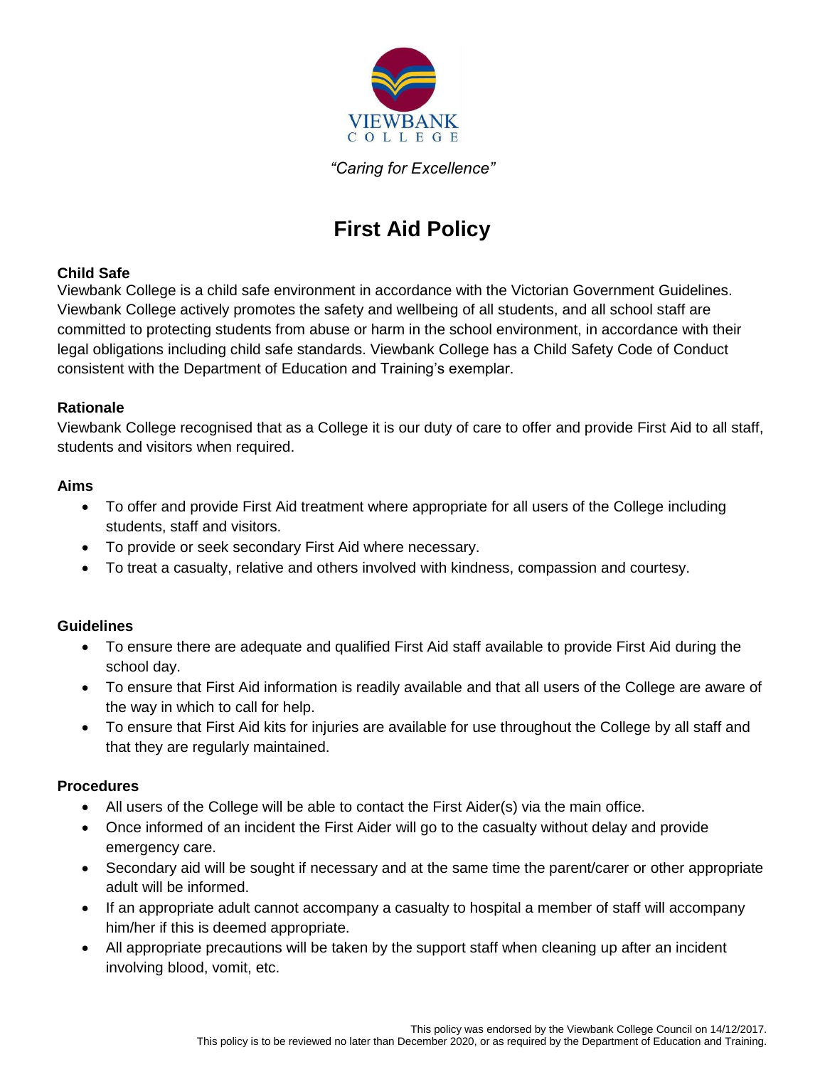VIEWBANK
COLLEGE

*"Caring for Excellence"*

# First Aid Policy

**Child Safe**

Viewbank College is a child safe environment in accordance with the Victorian Government Guidelines. Viewbank College actively promotes the safety and wellbeing of all students, and all school staff are committed to protecting students from abuse or harm in the school environment, in accordance with their legal obligations including child safe standards. Viewbank College has a Child Safety Code of Conduct consistent with the Department of Education and Training's exemplar.

**Rationale**

Viewbank College recognised that as a College it is our duty of care to offer and provide First Aid to all staff, students and visitors when required.

**Aims**

- To offer and provide First Aid treatment where appropriate for all users of the College including students, staff and visitors.
- To provide or seek secondary First Aid where necessary.
- To treat a casualty, relative and others involved with kindness, compassion and courtesy.

**Guidelines**

- To ensure there are adequate and qualified First Aid staff available to provide First Aid during the school day.
- To ensure that First Aid information is readily available and that all users of the College are aware of the way in which to call for help.
- To ensure that First Aid kits for injuries are available for use throughout the College by all staff and that they are regularly maintained.

**Procedures**

- All users of the College will be able to contact the First Aider(s) via the main office.
- Once informed of an incident the First Aider will go to the casualty without delay and provide emergency care.
- Secondary aid will be sought if necessary and at the same time the parent/carer or other appropriate adult will be informed.
- If an appropriate adult cannot accompany a casualty to hospital a member of staff will accompany him/her if this is deemed appropriate.
- All appropriate precautions will be taken by the support staff when cleaning up after an incident involving blood, vomit, etc.

This policy was endorsed by the Viewbank College Council on 14/12/2017.
This policy is to be reviewed no later than December 2020, or as required by the Department of Education and Training.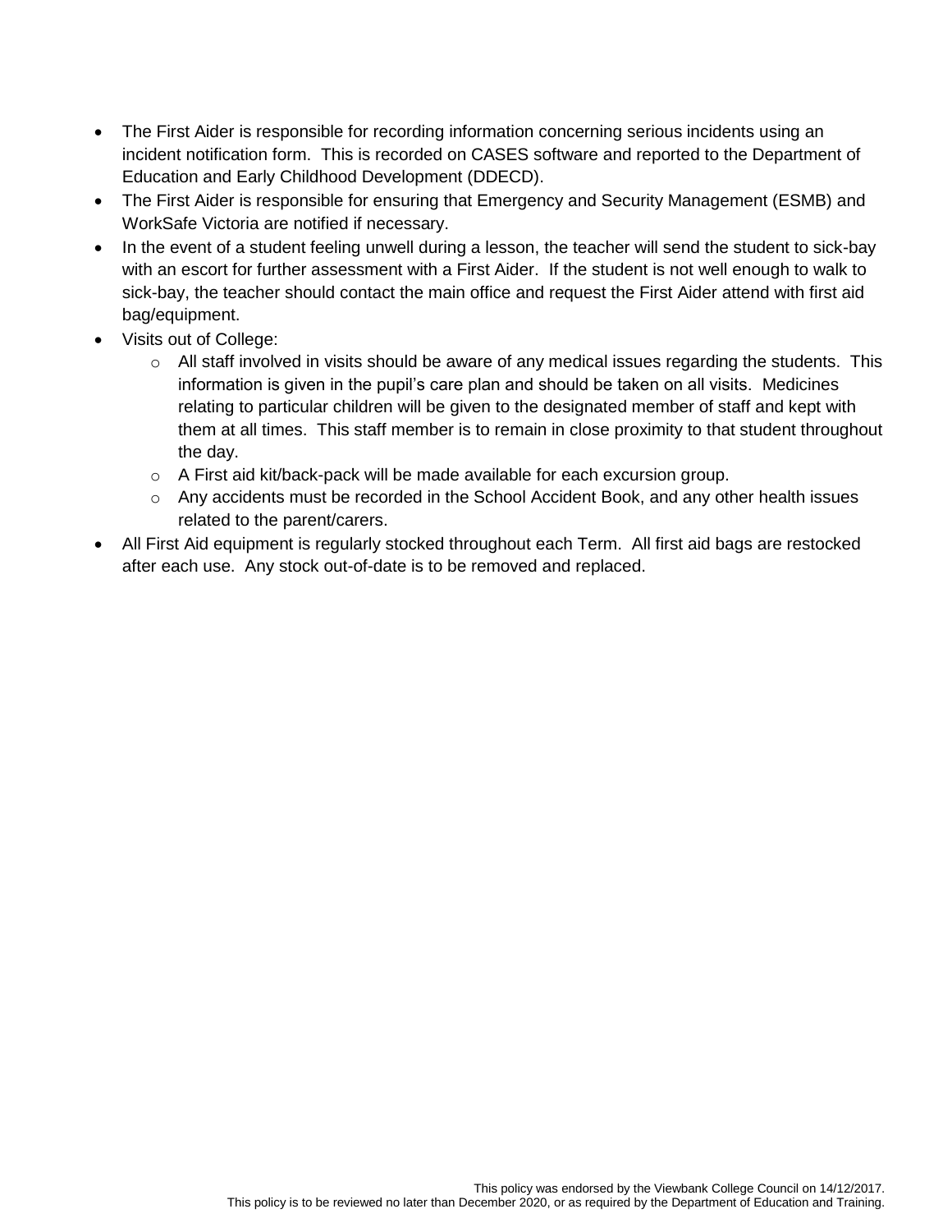- The First Aider is responsible for recording information concerning serious incidents using an incident notification form. This is recorded on CASES software and reported to the Department of Education and Early Childhood Development (DDECD).
- The First Aider is responsible for ensuring that Emergency and Security Management (ESMB) and WorkSafe Victoria are notified if necessary.
- In the event of a student feeling unwell during a lesson, the teacher will send the student to sick-bay with an escort for further assessment with a First Aider. If the student is not well enough to walk to sick-bay, the teacher should contact the main office and request the First Aider attend with first aid bag/equipment.
- Visits out of College:
  - All staff involved in visits should be aware of any medical issues regarding the students. This information is given in the pupil's care plan and should be taken on all visits. Medicines relating to particular children will be given to the designated member of staff and kept with them at all times. This staff member is to remain in close proximity to that student throughout the day.
  - A First aid kit/back-pack will be made available for each excursion group.
  - Any accidents must be recorded in the School Accident Book, and any other health issues related to the parent/carers.
- All First Aid equipment is regularly stocked throughout each Term. All first aid bags are restocked after each use. Any stock out-of-date is to be removed and replaced.

This policy was endorsed by the Viewbank College Council on 14/12/2017.
This policy is to be reviewed no later than December 2020, or as required by the Department of Education and Training.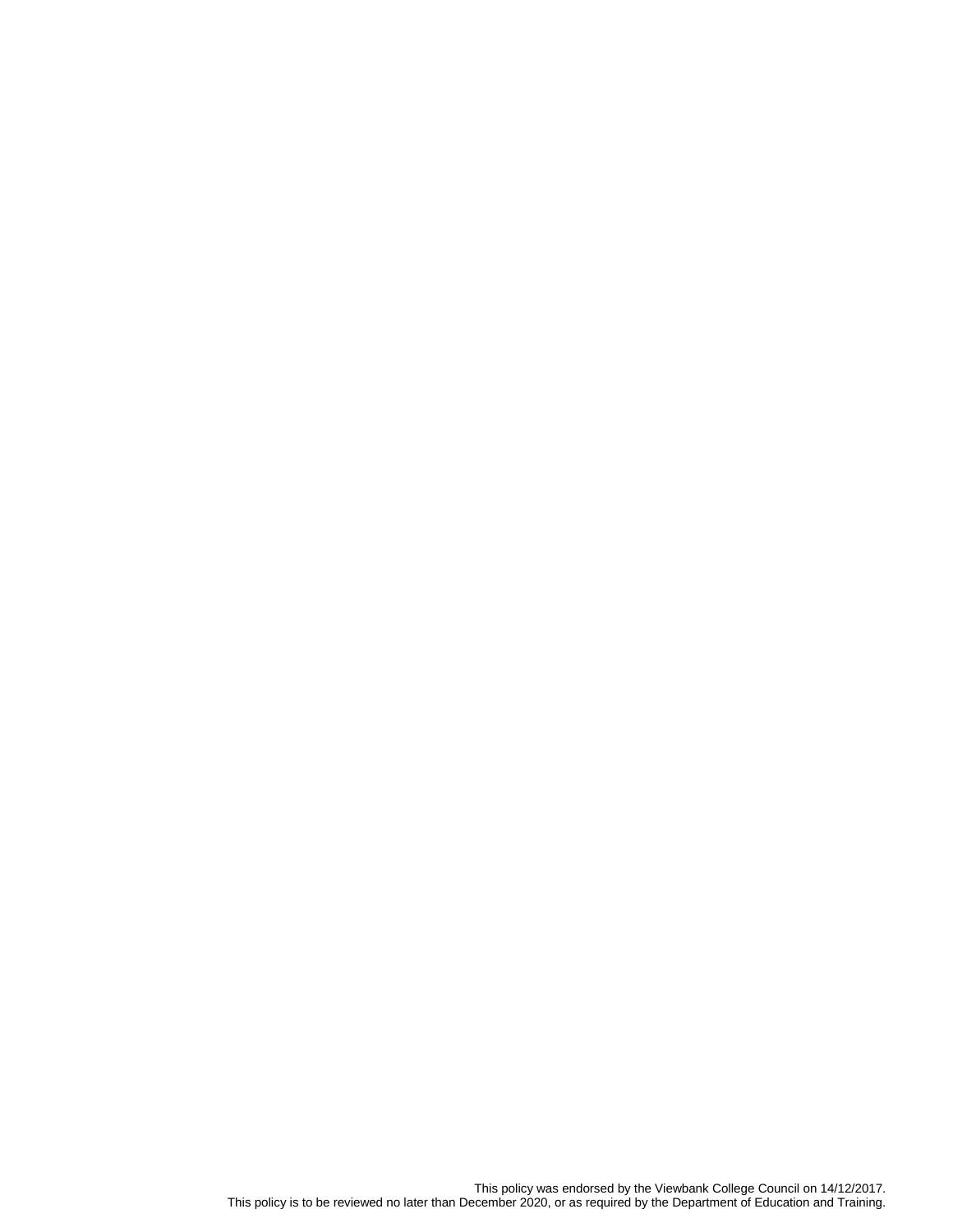This policy was endorsed by the Viewbank College Council on 14/12/2017.
This policy is to be reviewed no later than December 2020, or as required by the Department of Education and Training.